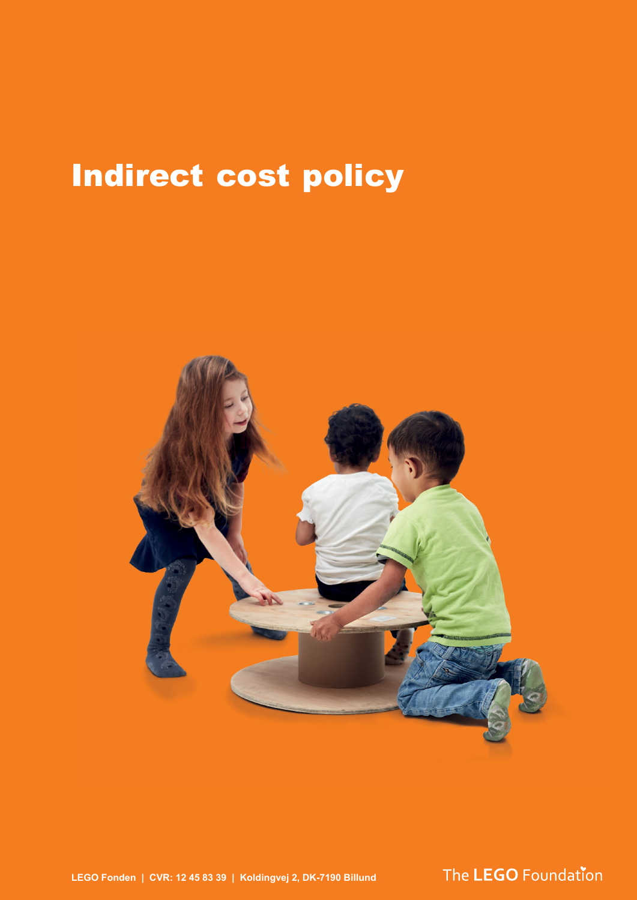# Indirect cost policy

LEGO Fonden | CVR: 12 45 83 39 | Koldingvej 2, DK-7190 Billund

The LEGO Foundation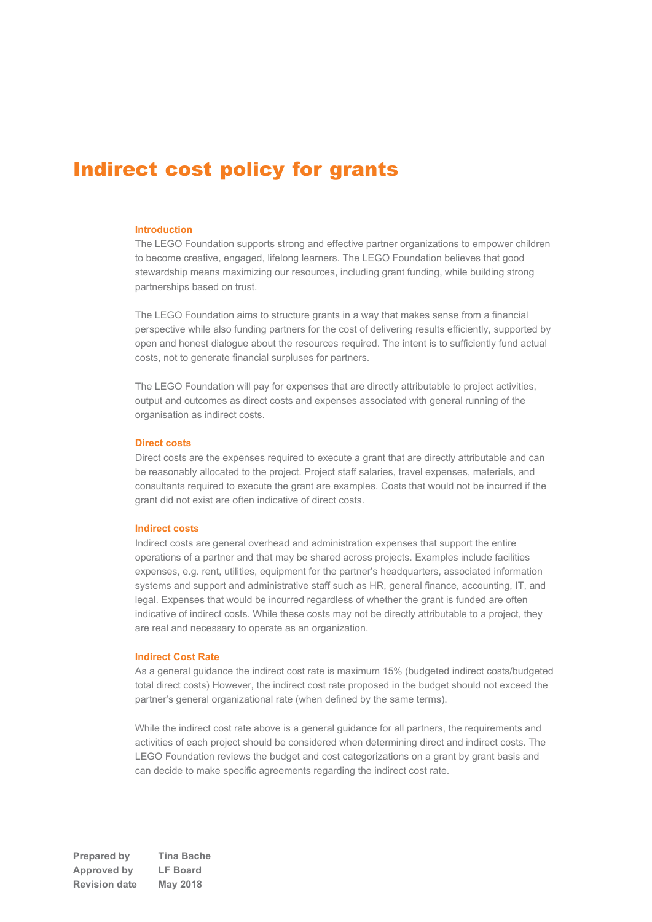# Indirect cost policy for grants

### Introduction

The LEGO Foundation supports strong and effective partner organizations to empower children to become creative, engaged, lifelong learners. The LEGO Foundation believes that good stewardship means maximizing our resources, including grant funding, while building strong partnerships based on trust.

The LEGO Foundation aims to structure grants in a way that makes sense from a financial perspective while also funding partners for the cost of delivering results efficiently, supported by open and honest dialogue about the resources required. The intent is to sufficiently fund actual costs, not to generate financial surpluses for partners.

The LEGO Foundation will pay for expenses that are directly attributable to project activities, output and outcomes as direct costs and expenses associated with general running of the organisation as indirect costs.

### Direct costs

Direct costs are the expenses required to execute a grant that are directly attributable and can be reasonably allocated to the project. Project staff salaries, travel expenses, materials, and consultants required to execute the grant are examples. Costs that would not be incurred if the grant did not exist are often indicative of direct costs.

### Indirect costs

Indirect costs are general overhead and administration expenses that support the entire operations of a partner and that may be shared across projects. Examples include facilities expenses, e.g. rent, utilities, equipment for the partner's headquarters, associated information systems and support and administrative staff such as HR, general finance, accounting, IT, and legal. Expenses that would be incurred regardless of whether the grant is funded are often indicative of indirect costs. While these costs may not be directly attributable to a project, they are real and necessary to operate as an organization.

### Indirect Cost Rate

As a general guidance the indirect cost rate is maximum 15% (budgeted indirect costs/budgeted total direct costs) However, the indirect cost rate proposed in the budget should not exceed the partner's general organizational rate (when defined by the same terms).

While the indirect cost rate above is a general guidance for all partners, the requirements and activities of each project should be considered when determining direct and indirect costs. The LEGO Foundation reviews the budget and cost categorizations on a grant by grant basis and can decide to make specific agreements regarding the indirect cost rate.

**Prepared by** Tina Bache
**Approved by** LF Board
**Revision date** May 2018